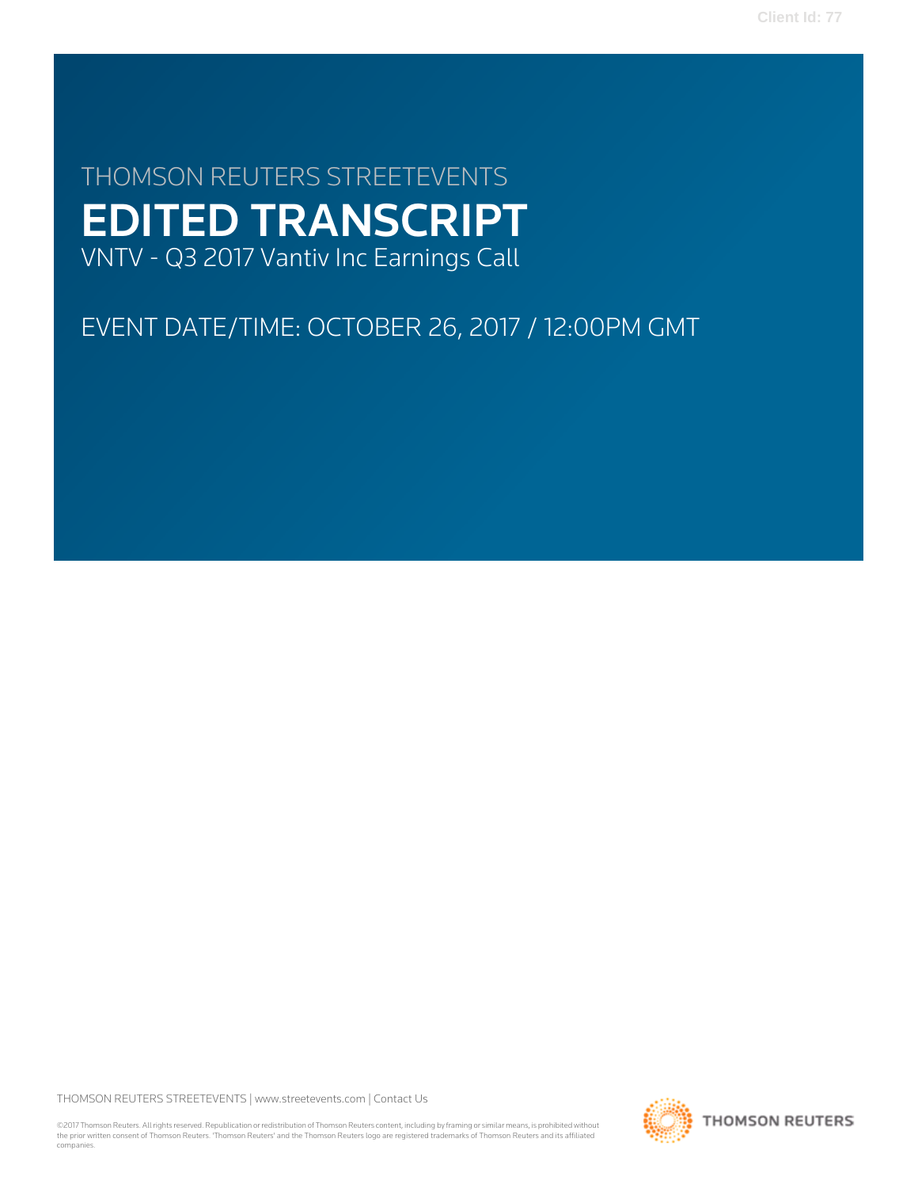Client Id: 77

THOMSON REUTERS STREETEVENTS

# EDITED TRANSCRIPT

VNTV - Q3 2017 Vantiv Inc Earnings Call

EVENT DATE/TIME: OCTOBER 26, 2017 / 12:00PM GMT

THOMSON REUTERS STREETEVENTS | www.streetevents.com | Contact Us

©2017 Thomson Reuters. All rights reserved. Republication or redistribution of Thomson Reuters content, including by framing or similar means, is prohibited without the prior written consent of Thomson Reuters. 'Thomson Reuters' and the Thomson Reuters logo are registered trademarks of Thomson Reuters and its affiliated companies.

THOMSON REUTERS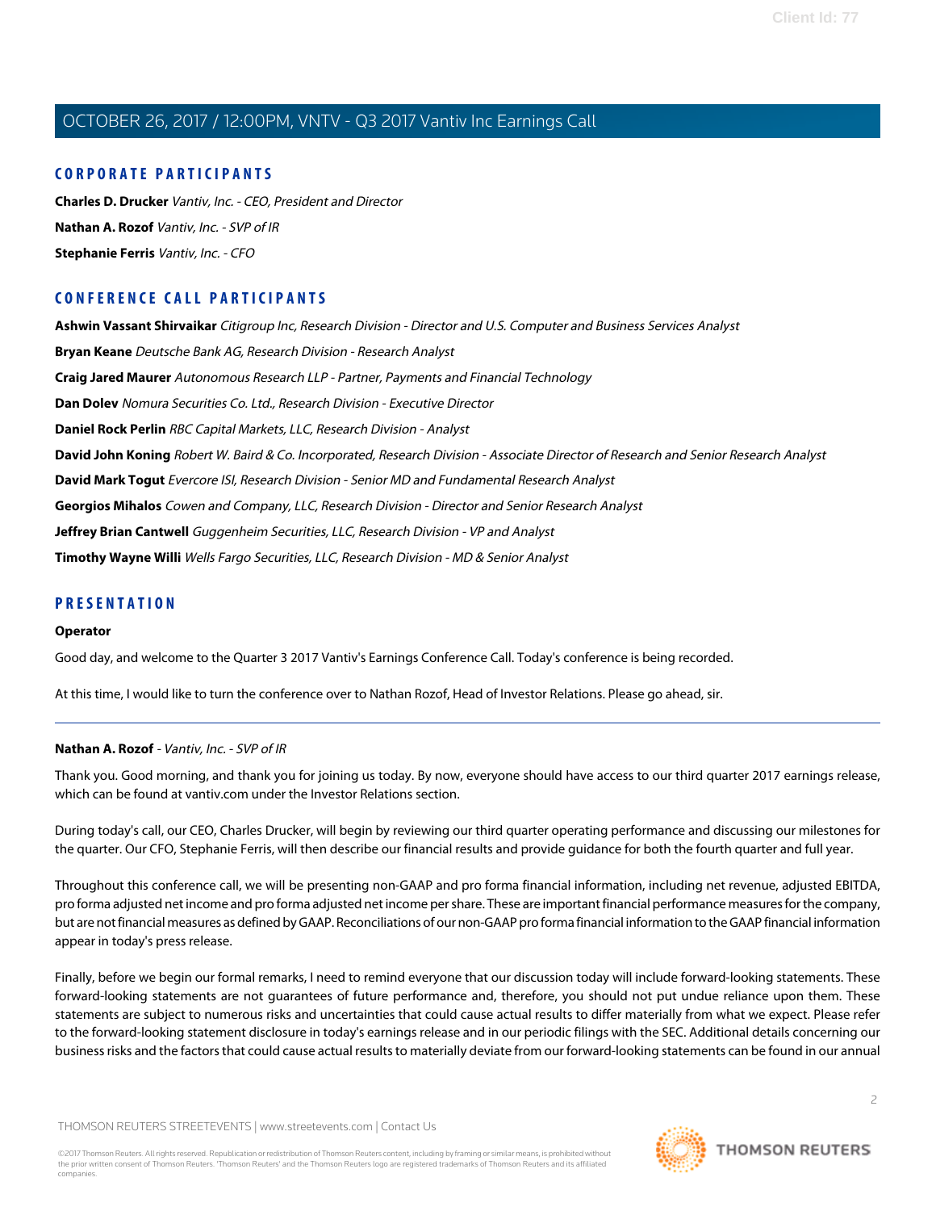## CORPORATE PARTICIPANTS

**Charles D. Drucker** *Vantiv, Inc. - CEO, President and Director*

**Nathan A. Rozof** *Vantiv, Inc. - SVP of IR*

**Stephanie Ferris** *Vantiv, Inc. - CFO*

## CONFERENCE CALL PARTICIPANTS

**Ashwin Vassant Shirvaikar** *Citigroup Inc, Research Division - Director and U.S. Computer and Business Services Analyst*

**Bryan Keane** *Deutsche Bank AG, Research Division - Research Analyst*

**Craig Jared Maurer** *Autonomous Research LLP - Partner, Payments and Financial Technology*

**Dan Dolev** *Nomura Securities Co. Ltd., Research Division - Executive Director*

**Daniel Rock Perlin** *RBC Capital Markets, LLC, Research Division - Analyst*

**David John Koning** *Robert W. Baird & Co. Incorporated, Research Division - Associate Director of Research and Senior Research Analyst*

**David Mark Togut** *Evercore ISI, Research Division - Senior MD and Fundamental Research Analyst*

**Georgios Mihalos** *Cowen and Company, LLC, Research Division - Director and Senior Research Analyst*

**Jeffrey Brian Cantwell** *Guggenheim Securities, LLC, Research Division - VP and Analyst*

**Timothy Wayne Willi** *Wells Fargo Securities, LLC, Research Division - MD & Senior Analyst*

## PRESENTATION

**Operator**

Good day, and welcome to the Quarter 3 2017 Vantiv's Earnings Conference Call. Today's conference is being recorded.

At this time, I would like to turn the conference over to Nathan Rozof, Head of Investor Relations. Please go ahead, sir.

---

**Nathan A. Rozof** - *Vantiv, Inc. - SVP of IR*

Thank you. Good morning, and thank you for joining us today. By now, everyone should have access to our third quarter 2017 earnings release, which can be found at vantiv.com under the Investor Relations section.

During today's call, our CEO, Charles Drucker, will begin by reviewing our third quarter operating performance and discussing our milestones for the quarter. Our CFO, Stephanie Ferris, will then describe our financial results and provide guidance for both the fourth quarter and full year.

Throughout this conference call, we will be presenting non-GAAP and pro forma financial information, including net revenue, adjusted EBITDA, pro forma adjusted net income and pro forma adjusted net income per share. These are important financial performance measures for the company, but are not financial measures as defined by GAAP. Reconciliations of our non-GAAP pro forma financial information to the GAAP financial information appear in today's press release.

Finally, before we begin our formal remarks, I need to remind everyone that our discussion today will include forward-looking statements. These forward-looking statements are not guarantees of future performance and, therefore, you should not put undue reliance upon them. These statements are subject to numerous risks and uncertainties that could cause actual results to differ materially from what we expect. Please refer to the forward-looking statement disclosure in today's earnings release and in our periodic filings with the SEC. Additional details concerning our business risks and the factors that could cause actual results to materially deviate from our forward-looking statements can be found in our annual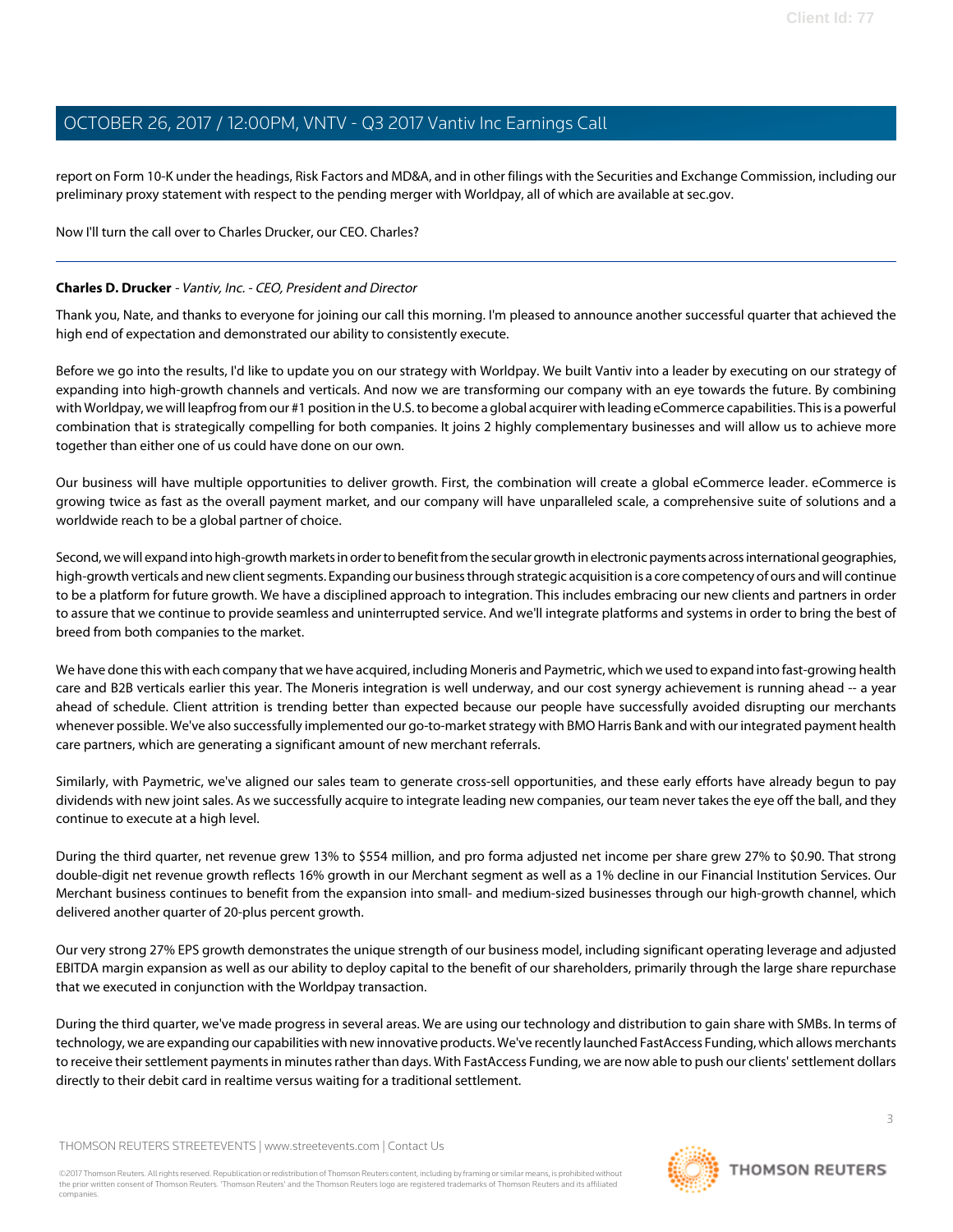report on Form 10-K under the headings, Risk Factors and MD&A, and in other filings with the Securities and Exchange Commission, including our preliminary proxy statement with respect to the pending merger with Worldpay, all of which are available at sec.gov.

Now I'll turn the call over to Charles Drucker, our CEO. Charles?

---

**Charles D. Drucker** - *Vantiv, Inc. - CEO, President and Director*

Thank you, Nate, and thanks to everyone for joining our call this morning. I'm pleased to announce another successful quarter that achieved the high end of expectation and demonstrated our ability to consistently execute.

Before we go into the results, I'd like to update you on our strategy with Worldpay. We built Vantiv into a leader by executing on our strategy of expanding into high-growth channels and verticals. And now we are transforming our company with an eye towards the future. By combining with Worldpay, we will leapfrog from our #1 position in the U.S. to become a global acquirer with leading eCommerce capabilities. This is a powerful combination that is strategically compelling for both companies. It joins 2 highly complementary businesses and will allow us to achieve more together than either one of us could have done on our own.

Our business will have multiple opportunities to deliver growth. First, the combination will create a global eCommerce leader. eCommerce is growing twice as fast as the overall payment market, and our company will have unparalleled scale, a comprehensive suite of solutions and a worldwide reach to be a global partner of choice.

Second, we will expand into high-growth markets in order to benefit from the secular growth in electronic payments across international geographies, high-growth verticals and new client segments. Expanding our business through strategic acquisition is a core competency of ours and will continue to be a platform for future growth. We have a disciplined approach to integration. This includes embracing our new clients and partners in order to assure that we continue to provide seamless and uninterrupted service. And we'll integrate platforms and systems in order to bring the best of breed from both companies to the market.

We have done this with each company that we have acquired, including Moneris and Paymetric, which we used to expand into fast-growing health care and B2B verticals earlier this year. The Moneris integration is well underway, and our cost synergy achievement is running ahead -- a year ahead of schedule. Client attrition is trending better than expected because our people have successfully avoided disrupting our merchants whenever possible. We've also successfully implemented our go-to-market strategy with BMO Harris Bank and with our integrated payment health care partners, which are generating a significant amount of new merchant referrals.

Similarly, with Paymetric, we've aligned our sales team to generate cross-sell opportunities, and these early efforts have already begun to pay dividends with new joint sales. As we successfully acquire to integrate leading new companies, our team never takes the eye off the ball, and they continue to execute at a high level.

During the third quarter, net revenue grew 13% to $554 million, and pro forma adjusted net income per share grew 27% to $0.90. That strong double-digit net revenue growth reflects 16% growth in our Merchant segment as well as a 1% decline in our Financial Institution Services. Our Merchant business continues to benefit from the expansion into small- and medium-sized businesses through our high-growth channel, which delivered another quarter of 20-plus percent growth.

Our very strong 27% EPS growth demonstrates the unique strength of our business model, including significant operating leverage and adjusted EBITDA margin expansion as well as our ability to deploy capital to the benefit of our shareholders, primarily through the large share repurchase that we executed in conjunction with the Worldpay transaction.

During the third quarter, we've made progress in several areas. We are using our technology and distribution to gain share with SMBs. In terms of technology, we are expanding our capabilities with new innovative products. We've recently launched FastAccess Funding, which allows merchants to receive their settlement payments in minutes rather than days. With FastAccess Funding, we are now able to push our clients' settlement dollars directly to their debit card in realtime versus waiting for a traditional settlement.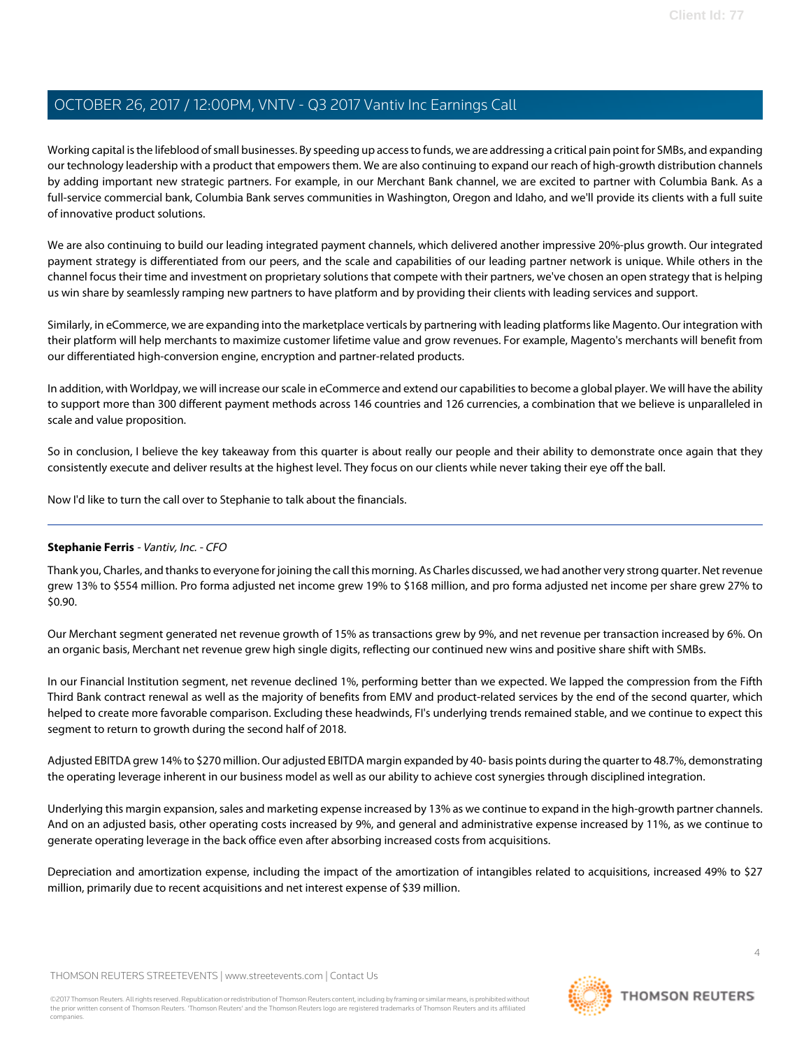Working capital is the lifeblood of small businesses. By speeding up access to funds, we are addressing a critical pain point for SMBs, and expanding our technology leadership with a product that empowers them. We are also continuing to expand our reach of high-growth distribution channels by adding important new strategic partners. For example, in our Merchant Bank channel, we are excited to partner with Columbia Bank. As a full-service commercial bank, Columbia Bank serves communities in Washington, Oregon and Idaho, and we'll provide its clients with a full suite of innovative product solutions.

We are also continuing to build our leading integrated payment channels, which delivered another impressive 20%-plus growth. Our integrated payment strategy is differentiated from our peers, and the scale and capabilities of our leading partner network is unique. While others in the channel focus their time and investment on proprietary solutions that compete with their partners, we've chosen an open strategy that is helping us win share by seamlessly ramping new partners to have platform and by providing their clients with leading services and support.

Similarly, in eCommerce, we are expanding into the marketplace verticals by partnering with leading platforms like Magento. Our integration with their platform will help merchants to maximize customer lifetime value and grow revenues. For example, Magento's merchants will benefit from our differentiated high-conversion engine, encryption and partner-related products.

In addition, with Worldpay, we will increase our scale in eCommerce and extend our capabilities to become a global player. We will have the ability to support more than 300 different payment methods across 146 countries and 126 currencies, a combination that we believe is unparalleled in scale and value proposition.

So in conclusion, I believe the key takeaway from this quarter is about really our people and their ability to demonstrate once again that they consistently execute and deliver results at the highest level. They focus on our clients while never taking their eye off the ball.

Now I'd like to turn the call over to Stephanie to talk about the financials.

---

**Stephanie Ferris** - *Vantiv, Inc. - CFO*

Thank you, Charles, and thanks to everyone for joining the call this morning. As Charles discussed, we had another very strong quarter. Net revenue grew 13% to $554 million. Pro forma adjusted net income grew 19% to $168 million, and pro forma adjusted net income per share grew 27% to $0.90.

Our Merchant segment generated net revenue growth of 15% as transactions grew by 9%, and net revenue per transaction increased by 6%. On an organic basis, Merchant net revenue grew high single digits, reflecting our continued new wins and positive share shift with SMBs.

In our Financial Institution segment, net revenue declined 1%, performing better than we expected. We lapped the compression from the Fifth Third Bank contract renewal as well as the majority of benefits from EMV and product-related services by the end of the second quarter, which helped to create more favorable comparison. Excluding these headwinds, FI's underlying trends remained stable, and we continue to expect this segment to return to growth during the second half of 2018.

Adjusted EBITDA grew 14% to $270 million. Our adjusted EBITDA margin expanded by 40- basis points during the quarter to 48.7%, demonstrating the operating leverage inherent in our business model as well as our ability to achieve cost synergies through disciplined integration.

Underlying this margin expansion, sales and marketing expense increased by 13% as we continue to expand in the high-growth partner channels. And on an adjusted basis, other operating costs increased by 9%, and general and administrative expense increased by 11%, as we continue to generate operating leverage in the back office even after absorbing increased costs from acquisitions.

Depreciation and amortization expense, including the impact of the amortization of intangibles related to acquisitions, increased 49% to $27 million, primarily due to recent acquisitions and net interest expense of $39 million.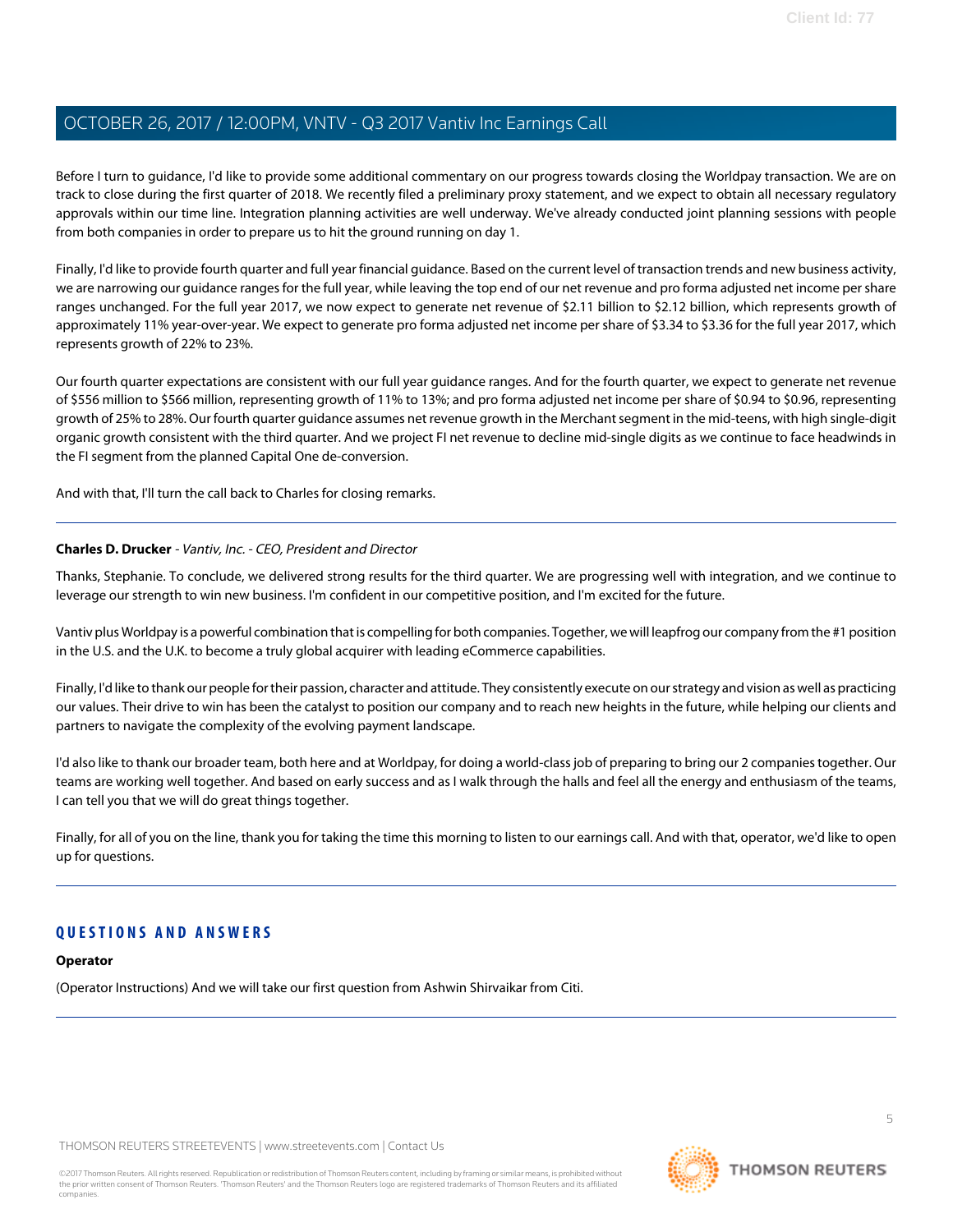Before I turn to guidance, I'd like to provide some additional commentary on our progress towards closing the Worldpay transaction. We are on track to close during the first quarter of 2018. We recently filed a preliminary proxy statement, and we expect to obtain all necessary regulatory approvals within our time line. Integration planning activities are well underway. We've already conducted joint planning sessions with people from both companies in order to prepare us to hit the ground running on day 1.

Finally, I'd like to provide fourth quarter and full year financial guidance. Based on the current level of transaction trends and new business activity, we are narrowing our guidance ranges for the full year, while leaving the top end of our net revenue and pro forma adjusted net income per share ranges unchanged. For the full year 2017, we now expect to generate net revenue of $2.11 billion to $2.12 billion, which represents growth of approximately 11% year-over-year. We expect to generate pro forma adjusted net income per share of $3.34 to $3.36 for the full year 2017, which represents growth of 22% to 23%.

Our fourth quarter expectations are consistent with our full year guidance ranges. And for the fourth quarter, we expect to generate net revenue of $556 million to $566 million, representing growth of 11% to 13%; and pro forma adjusted net income per share of $0.94 to $0.96, representing growth of 25% to 28%. Our fourth quarter guidance assumes net revenue growth in the Merchant segment in the mid-teens, with high single-digit organic growth consistent with the third quarter. And we project FI net revenue to decline mid-single digits as we continue to face headwinds in the FI segment from the planned Capital One de-conversion.

And with that, I'll turn the call back to Charles for closing remarks.

---

**Charles D. Drucker** - *Vantiv, Inc. - CEO, President and Director*

Thanks, Stephanie. To conclude, we delivered strong results for the third quarter. We are progressing well with integration, and we continue to leverage our strength to win new business. I'm confident in our competitive position, and I'm excited for the future.

Vantiv plus Worldpay is a powerful combination that is compelling for both companies. Together, we will leapfrog our company from the #1 position in the U.S. and the U.K. to become a truly global acquirer with leading eCommerce capabilities.

Finally, I'd like to thank our people for their passion, character and attitude. They consistently execute on our strategy and vision as well as practicing our values. Their drive to win has been the catalyst to position our company and to reach new heights in the future, while helping our clients and partners to navigate the complexity of the evolving payment landscape.

I'd also like to thank our broader team, both here and at Worldpay, for doing a world-class job of preparing to bring our 2 companies together. Our teams are working well together. And based on early success and as I walk through the halls and feel all the energy and enthusiasm of the teams, I can tell you that we will do great things together.

Finally, for all of you on the line, thank you for taking the time this morning to listen to our earnings call. And with that, operator, we'd like to open up for questions.

---

## QUESTIONS AND ANSWERS

**Operator**

(Operator Instructions) And we will take our first question from Ashwin Shirvaikar from Citi.

---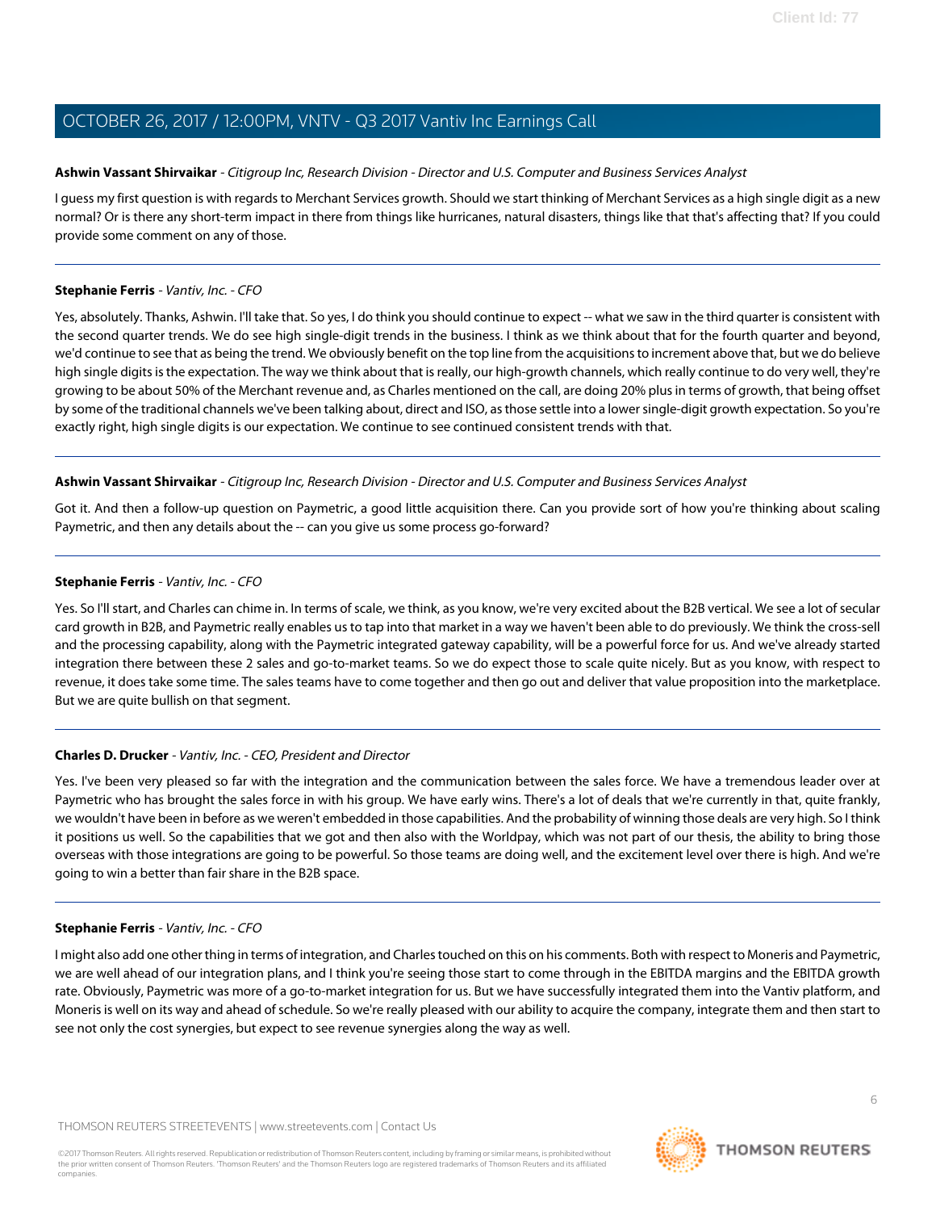**Ashwin Vassant Shirvaikar** - *Citigroup Inc, Research Division - Director and U.S. Computer and Business Services Analyst*

I guess my first question is with regards to Merchant Services growth. Should we start thinking of Merchant Services as a high single digit as a new normal? Or is there any short-term impact in there from things like hurricanes, natural disasters, things like that that's affecting that? If you could provide some comment on any of those.

---

**Stephanie Ferris** - *Vantiv, Inc. - CFO*

Yes, absolutely. Thanks, Ashwin. I'll take that. So yes, I do think you should continue to expect -- what we saw in the third quarter is consistent with the second quarter trends. We do see high single-digit trends in the business. I think as we think about that for the fourth quarter and beyond, we'd continue to see that as being the trend. We obviously benefit on the top line from the acquisitions to increment above that, but we do believe high single digits is the expectation. The way we think about that is really, our high-growth channels, which really continue to do very well, they're growing to be about 50% of the Merchant revenue and, as Charles mentioned on the call, are doing 20% plus in terms of growth, that being offset by some of the traditional channels we've been talking about, direct and ISO, as those settle into a lower single-digit growth expectation. So you're exactly right, high single digits is our expectation. We continue to see continued consistent trends with that.

---

**Ashwin Vassant Shirvaikar** - *Citigroup Inc, Research Division - Director and U.S. Computer and Business Services Analyst*

Got it. And then a follow-up question on Paymetric, a good little acquisition there. Can you provide sort of how you're thinking about scaling Paymetric, and then any details about the -- can you give us some process go-forward?

---

**Stephanie Ferris** - *Vantiv, Inc. - CFO*

Yes. So I'll start, and Charles can chime in. In terms of scale, we think, as you know, we're very excited about the B2B vertical. We see a lot of secular card growth in B2B, and Paymetric really enables us to tap into that market in a way we haven't been able to do previously. We think the cross-sell and the processing capability, along with the Paymetric integrated gateway capability, will be a powerful force for us. And we've already started integration there between these 2 sales and go-to-market teams. So we do expect those to scale quite nicely. But as you know, with respect to revenue, it does take some time. The sales teams have to come together and then go out and deliver that value proposition into the marketplace. But we are quite bullish on that segment.

---

**Charles D. Drucker** - *Vantiv, Inc. - CEO, President and Director*

Yes. I've been very pleased so far with the integration and the communication between the sales force. We have a tremendous leader over at Paymetric who has brought the sales force in with his group. We have early wins. There's a lot of deals that we're currently in that, quite frankly, we wouldn't have been in before as we weren't embedded in those capabilities. And the probability of winning those deals are very high. So I think it positions us well. So the capabilities that we got and then also with the Worldpay, which was not part of our thesis, the ability to bring those overseas with those integrations are going to be powerful. So those teams are doing well, and the excitement level over there is high. And we're going to win a better than fair share in the B2B space.

---

**Stephanie Ferris** - *Vantiv, Inc. - CFO*

I might also add one other thing in terms of integration, and Charles touched on this on his comments. Both with respect to Moneris and Paymetric, we are well ahead of our integration plans, and I think you're seeing those start to come through in the EBITDA margins and the EBITDA growth rate. Obviously, Paymetric was more of a go-to-market integration for us. But we have successfully integrated them into the Vantiv platform, and Moneris is well on its way and ahead of schedule. So we're really pleased with our ability to acquire the company, integrate them and then start to see not only the cost synergies, but expect to see revenue synergies along the way as well.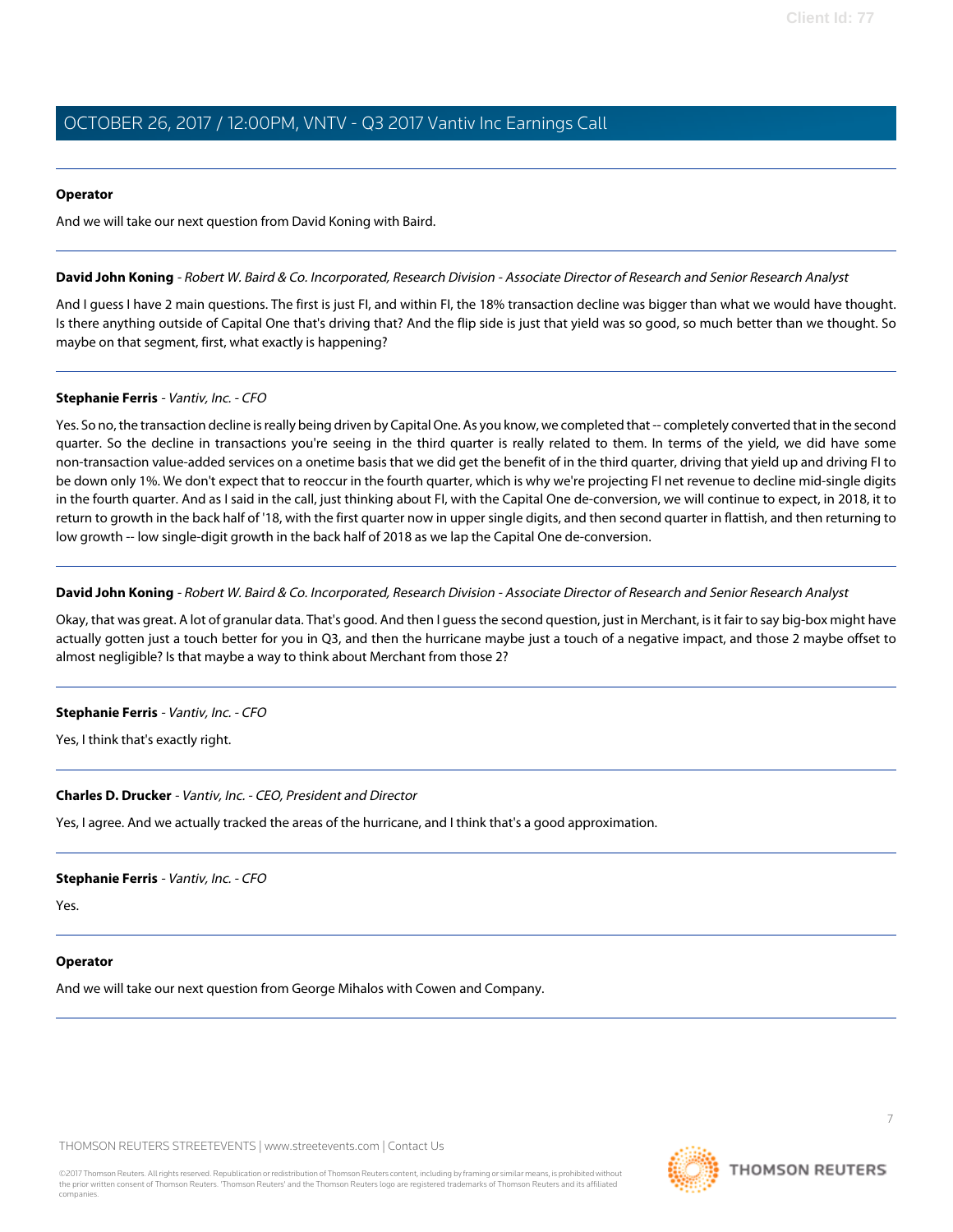**Operator**

And we will take our next question from David Koning with Baird.

---

**David John Koning** - *Robert W. Baird & Co. Incorporated, Research Division - Associate Director of Research and Senior Research Analyst*

And I guess I have 2 main questions. The first is just FI, and within FI, the 18% transaction decline was bigger than what we would have thought. Is there anything outside of Capital One that's driving that? And the flip side is just that yield was so good, so much better than we thought. So maybe on that segment, first, what exactly is happening?

---

**Stephanie Ferris** - *Vantiv, Inc. - CFO*

Yes. So no, the transaction decline is really being driven by Capital One. As you know, we completed that -- completely converted that in the second quarter. So the decline in transactions you're seeing in the third quarter is really related to them. In terms of the yield, we did have some non-transaction value-added services on a onetime basis that we did get the benefit of in the third quarter, driving that yield up and driving FI to be down only 1%. We don't expect that to reoccur in the fourth quarter, which is why we're projecting FI net revenue to decline mid-single digits in the fourth quarter. And as I said in the call, just thinking about FI, with the Capital One de-conversion, we will continue to expect, in 2018, it to return to growth in the back half of '18, with the first quarter now in upper single digits, and then second quarter in flattish, and then returning to low growth -- low single-digit growth in the back half of 2018 as we lap the Capital One de-conversion.

---

**David John Koning** - *Robert W. Baird & Co. Incorporated, Research Division - Associate Director of Research and Senior Research Analyst*

Okay, that was great. A lot of granular data. That's good. And then I guess the second question, just in Merchant, is it fair to say big-box might have actually gotten just a touch better for you in Q3, and then the hurricane maybe just a touch of a negative impact, and those 2 maybe offset to almost negligible? Is that maybe a way to think about Merchant from those 2?

---

**Stephanie Ferris** - *Vantiv, Inc. - CFO*

Yes, I think that's exactly right.

---

**Charles D. Drucker** - *Vantiv, Inc. - CEO, President and Director*

Yes, I agree. And we actually tracked the areas of the hurricane, and I think that's a good approximation.

---

**Stephanie Ferris** - *Vantiv, Inc. - CFO*

Yes.

---

**Operator**

And we will take our next question from George Mihalos with Cowen and Company.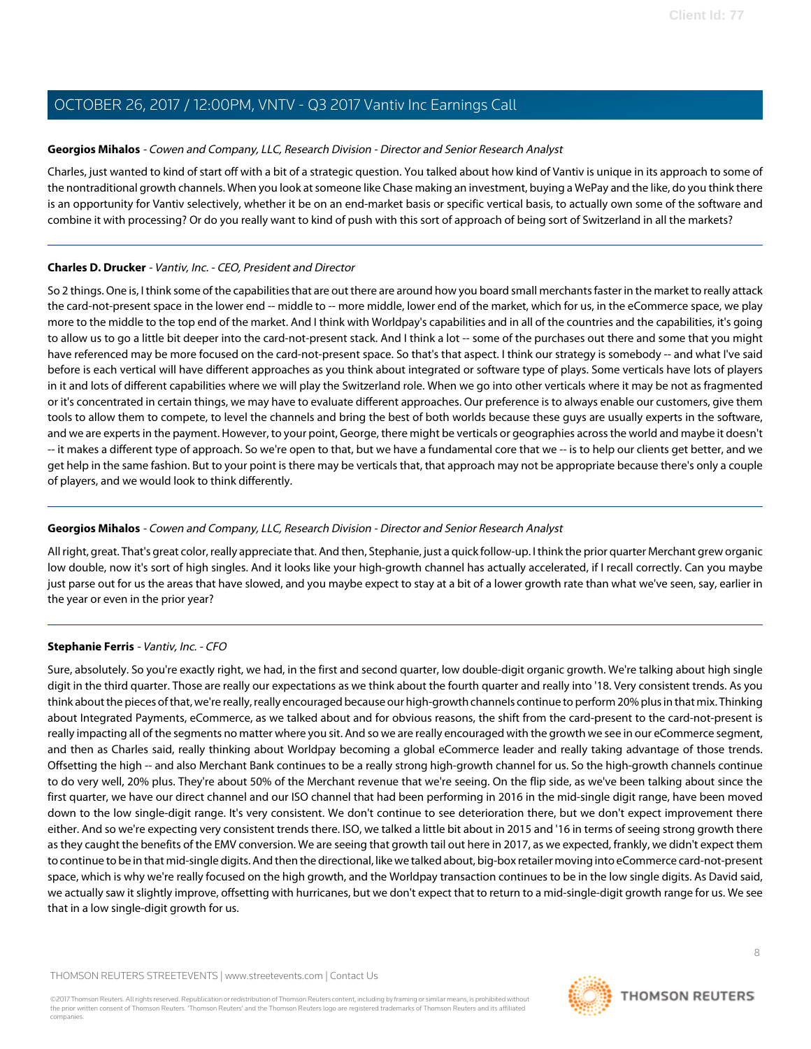**Georgios Mihalos** - *Cowen and Company, LLC, Research Division - Director and Senior Research Analyst*

Charles, just wanted to kind of start off with a bit of a strategic question. You talked about how kind of Vantiv is unique in its approach to some of the nontraditional growth channels. When you look at someone like Chase making an investment, buying a WePay and the like, do you think there is an opportunity for Vantiv selectively, whether it be on an end-market basis or specific vertical basis, to actually own some of the software and combine it with processing? Or do you really want to kind of push with this sort of approach of being sort of Switzerland in all the markets?

---

**Charles D. Drucker** - *Vantiv, Inc. - CEO, President and Director*

So 2 things. One is, I think some of the capabilities that are out there are around how you board small merchants faster in the market to really attack the card-not-present space in the lower end -- middle to -- more middle, lower end of the market, which for us, in the eCommerce space, we play more to the middle to the top end of the market. And I think with Worldpay's capabilities and in all of the countries and the capabilities, it's going to allow us to go a little bit deeper into the card-not-present stack. And I think a lot -- some of the purchases out there and some that you might have referenced may be more focused on the card-not-present space. So that's that aspect. I think our strategy is somebody -- and what I've said before is each vertical will have different approaches as you think about integrated or software type of plays. Some verticals have lots of players in it and lots of different capabilities where we will play the Switzerland role. When we go into other verticals where it may be not as fragmented or it's concentrated in certain things, we may have to evaluate different approaches. Our preference is to always enable our customers, give them tools to allow them to compete, to level the channels and bring the best of both worlds because these guys are usually experts in the software, and we are experts in the payment. However, to your point, George, there might be verticals or geographies across the world and maybe it doesn't -- it makes a different type of approach. So we're open to that, but we have a fundamental core that we -- is to help our clients get better, and we get help in the same fashion. But to your point is there may be verticals that, that approach may not be appropriate because there's only a couple of players, and we would look to think differently.

---

**Georgios Mihalos** - *Cowen and Company, LLC, Research Division - Director and Senior Research Analyst*

All right, great. That's great color, really appreciate that. And then, Stephanie, just a quick follow-up. I think the prior quarter Merchant grew organic low double, now it's sort of high singles. And it looks like your high-growth channel has actually accelerated, if I recall correctly. Can you maybe just parse out for us the areas that have slowed, and you maybe expect to stay at a bit of a lower growth rate than what we've seen, say, earlier in the year or even in the prior year?

---

**Stephanie Ferris** - *Vantiv, Inc. - CFO*

Sure, absolutely. So you're exactly right, we had, in the first and second quarter, low double-digit organic growth. We're talking about high single digit in the third quarter. Those are really our expectations as we think about the fourth quarter and really into '18. Very consistent trends. As you think about the pieces of that, we're really, really encouraged because our high-growth channels continue to perform 20% plus in that mix. Thinking about Integrated Payments, eCommerce, as we talked about and for obvious reasons, the shift from the card-present to the card-not-present is really impacting all of the segments no matter where you sit. And so we are really encouraged with the growth we see in our eCommerce segment, and then as Charles said, really thinking about Worldpay becoming a global eCommerce leader and really taking advantage of those trends. Offsetting the high -- and also Merchant Bank continues to be a really strong high-growth channel for us. So the high-growth channels continue to do very well, 20% plus. They're about 50% of the Merchant revenue that we're seeing. On the flip side, as we've been talking about since the first quarter, we have our direct channel and our ISO channel that had been performing in 2016 in the mid-single digit range, have been moved down to the low single-digit range. It's very consistent. We don't continue to see deterioration there, but we don't expect improvement there either. And so we're expecting very consistent trends there. ISO, we talked a little bit about in 2015 and '16 in terms of seeing strong growth there as they caught the benefits of the EMV conversion. We are seeing that growth tail out here in 2017, as we expected, frankly, we didn't expect them to continue to be in that mid-single digits. And then the directional, like we talked about, big-box retailer moving into eCommerce card-not-present space, which is why we're really focused on the high growth, and the Worldpay transaction continues to be in the low single digits. As David said, we actually saw it slightly improve, offsetting with hurricanes, but we don't expect that to return to a mid-single-digit growth range for us. We see that in a low single-digit growth for us.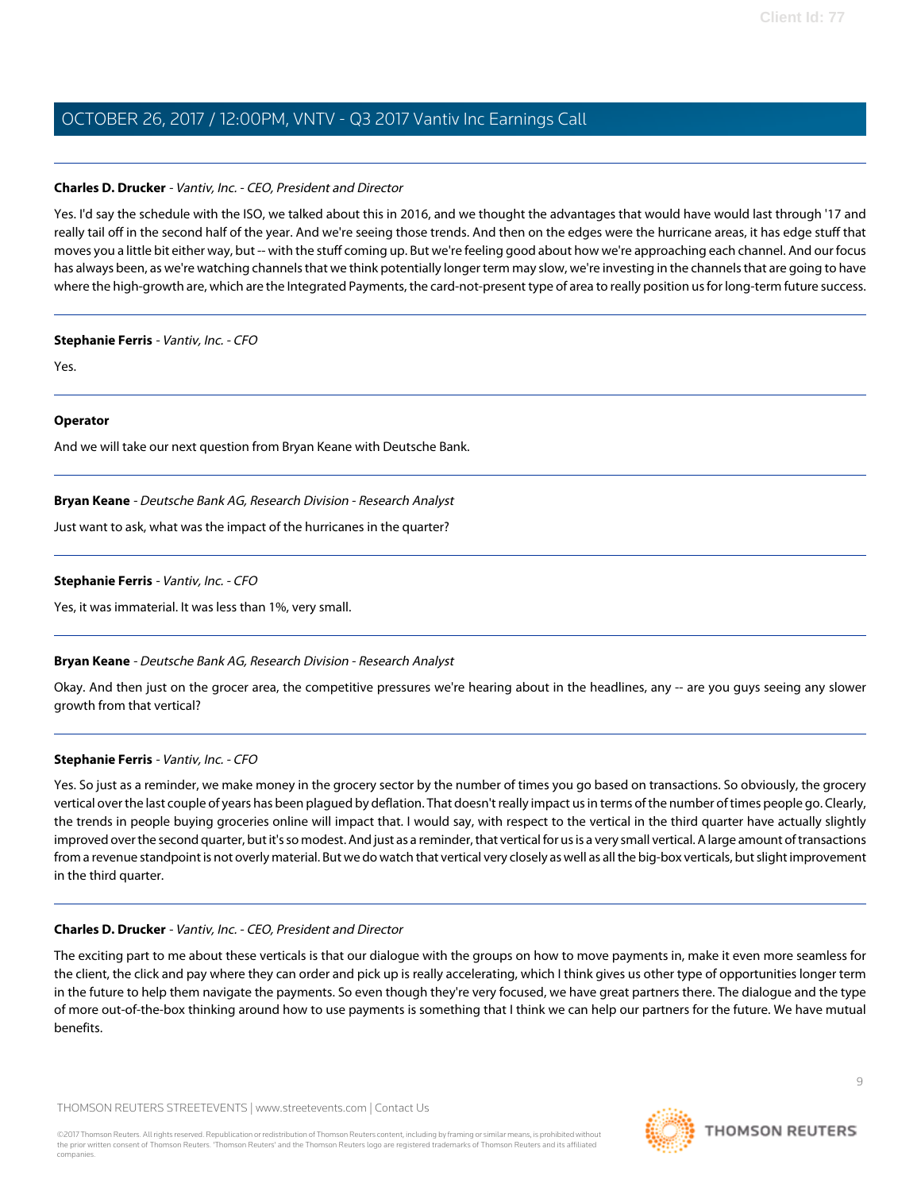**Charles D. Drucker** - *Vantiv, Inc. - CEO, President and Director*

Yes. I'd say the schedule with the ISO, we talked about this in 2016, and we thought the advantages that would have would last through '17 and really tail off in the second half of the year. And we're seeing those trends. And then on the edges were the hurricane areas, it has edge stuff that moves you a little bit either way, but -- with the stuff coming up. But we're feeling good about how we're approaching each channel. And our focus has always been, as we're watching channels that we think potentially longer term may slow, we're investing in the channels that are going to have where the high-growth are, which are the Integrated Payments, the card-not-present type of area to really position us for long-term future success.

---

**Stephanie Ferris** - *Vantiv, Inc. - CFO*

Yes.

---

**Operator**

And we will take our next question from Bryan Keane with Deutsche Bank.

---

**Bryan Keane** - *Deutsche Bank AG, Research Division - Research Analyst*

Just want to ask, what was the impact of the hurricanes in the quarter?

---

**Stephanie Ferris** - *Vantiv, Inc. - CFO*

Yes, it was immaterial. It was less than 1%, very small.

---

**Bryan Keane** - *Deutsche Bank AG, Research Division - Research Analyst*

Okay. And then just on the grocer area, the competitive pressures we're hearing about in the headlines, any -- are you guys seeing any slower growth from that vertical?

---

**Stephanie Ferris** - *Vantiv, Inc. - CFO*

Yes. So just as a reminder, we make money in the grocery sector by the number of times you go based on transactions. So obviously, the grocery vertical over the last couple of years has been plagued by deflation. That doesn't really impact us in terms of the number of times people go. Clearly, the trends in people buying groceries online will impact that. I would say, with respect to the vertical in the third quarter have actually slightly improved over the second quarter, but it's so modest. And just as a reminder, that vertical for us is a very small vertical. A large amount of transactions from a revenue standpoint is not overly material. But we do watch that vertical very closely as well as all the big-box verticals, but slight improvement in the third quarter.

---

**Charles D. Drucker** - *Vantiv, Inc. - CEO, President and Director*

The exciting part to me about these verticals is that our dialogue with the groups on how to move payments in, make it even more seamless for the client, the click and pay where they can order and pick up is really accelerating, which I think gives us other type of opportunities longer term in the future to help them navigate the payments. So even though they're very focused, we have great partners there. The dialogue and the type of more out-of-the-box thinking around how to use payments is something that I think we can help our partners for the future. We have mutual benefits.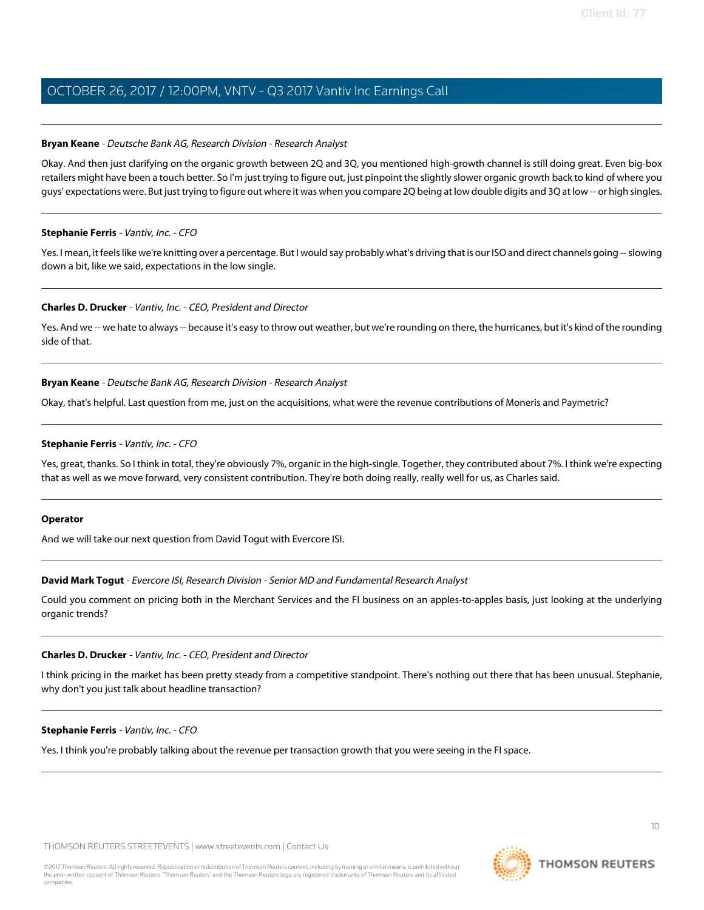**Bryan Keane** - *Deutsche Bank AG, Research Division - Research Analyst*

Okay. And then just clarifying on the organic growth between 2Q and 3Q, you mentioned high-growth channel is still doing great. Even big-box retailers might have been a touch better. So I'm just trying to figure out, just pinpoint the slightly slower organic growth back to kind of where you guys' expectations were. But just trying to figure out where it was when you compare 2Q being at low double digits and 3Q at low -- or high singles.

---

**Stephanie Ferris** - *Vantiv, Inc. - CFO*

Yes. I mean, it feels like we're knitting over a percentage. But I would say probably what's driving that is our ISO and direct channels going -- slowing down a bit, like we said, expectations in the low single.

---

**Charles D. Drucker** - *Vantiv, Inc. - CEO, President and Director*

Yes. And we -- we hate to always -- because it's easy to throw out weather, but we're rounding on there, the hurricanes, but it's kind of the rounding side of that.

---

**Bryan Keane** - *Deutsche Bank AG, Research Division - Research Analyst*

Okay, that's helpful. Last question from me, just on the acquisitions, what were the revenue contributions of Moneris and Paymetric?

---

**Stephanie Ferris** - *Vantiv, Inc. - CFO*

Yes, great, thanks. So I think in total, they're obviously 7%, organic in the high-single. Together, they contributed about 7%. I think we're expecting that as well as we move forward, very consistent contribution. They're both doing really, really well for us, as Charles said.

---

**Operator**

And we will take our next question from David Togut with Evercore ISI.

---

**David Mark Togut** - *Evercore ISI, Research Division - Senior MD and Fundamental Research Analyst*

Could you comment on pricing both in the Merchant Services and the FI business on an apples-to-apples basis, just looking at the underlying organic trends?

---

**Charles D. Drucker** - *Vantiv, Inc. - CEO, President and Director*

I think pricing in the market has been pretty steady from a competitive standpoint. There's nothing out there that has been unusual. Stephanie, why don't you just talk about headline transaction?

---

**Stephanie Ferris** - *Vantiv, Inc. - CFO*

Yes. I think you're probably talking about the revenue per transaction growth that you were seeing in the FI space.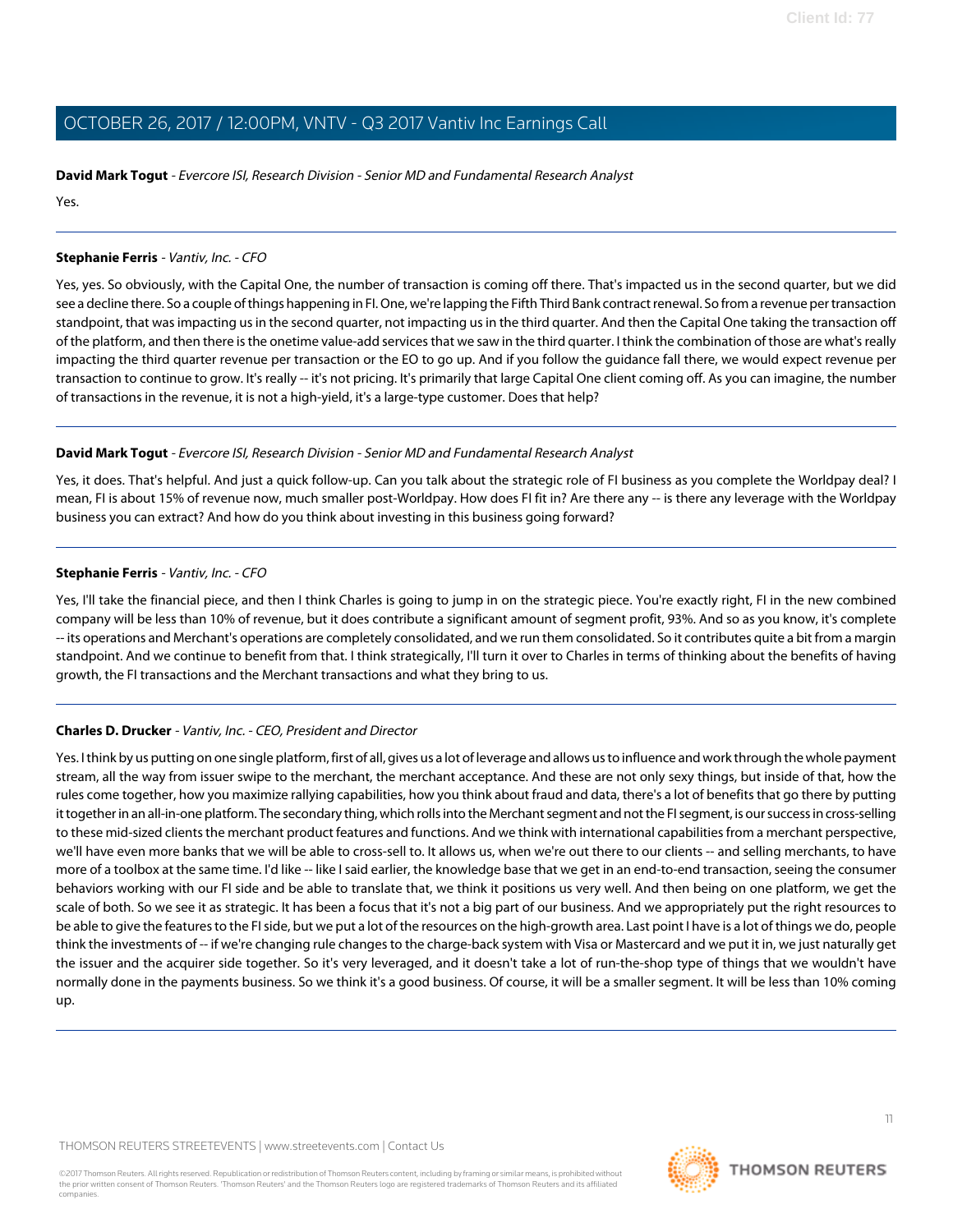**David Mark Togut** - *Evercore ISI, Research Division - Senior MD and Fundamental Research Analyst*

Yes.

---

**Stephanie Ferris** - *Vantiv, Inc. - CFO*

Yes, yes. So obviously, with the Capital One, the number of transaction is coming off there. That's impacted us in the second quarter, but we did see a decline there. So a couple of things happening in FI. One, we're lapping the Fifth Third Bank contract renewal. So from a revenue per transaction standpoint, that was impacting us in the second quarter, not impacting us in the third quarter. And then the Capital One taking the transaction off of the platform, and then there is the onetime value-add services that we saw in the third quarter. I think the combination of those are what's really impacting the third quarter revenue per transaction or the EO to go up. And if you follow the guidance fall there, we would expect revenue per transaction to continue to grow. It's really -- it's not pricing. It's primarily that large Capital One client coming off. As you can imagine, the number of transactions in the revenue, it is not a high-yield, it's a large-type customer. Does that help?

---

**David Mark Togut** - *Evercore ISI, Research Division - Senior MD and Fundamental Research Analyst*

Yes, it does. That's helpful. And just a quick follow-up. Can you talk about the strategic role of FI business as you complete the Worldpay deal? I mean, FI is about 15% of revenue now, much smaller post-Worldpay. How does FI fit in? Are there any -- is there any leverage with the Worldpay business you can extract? And how do you think about investing in this business going forward?

---

**Stephanie Ferris** - *Vantiv, Inc. - CFO*

Yes, I'll take the financial piece, and then I think Charles is going to jump in on the strategic piece. You're exactly right, FI in the new combined company will be less than 10% of revenue, but it does contribute a significant amount of segment profit, 93%. And so as you know, it's complete -- its operations and Merchant's operations are completely consolidated, and we run them consolidated. So it contributes quite a bit from a margin standpoint. And we continue to benefit from that. I think strategically, I'll turn it over to Charles in terms of thinking about the benefits of having growth, the FI transactions and the Merchant transactions and what they bring to us.

---

**Charles D. Drucker** - *Vantiv, Inc. - CEO, President and Director*

Yes. I think by us putting on one single platform, first of all, gives us a lot of leverage and allows us to influence and work through the whole payment stream, all the way from issuer swipe to the merchant, the merchant acceptance. And these are not only sexy things, but inside of that, how the rules come together, how you maximize rallying capabilities, how you think about fraud and data, there's a lot of benefits that go there by putting it together in an all-in-one platform. The secondary thing, which rolls into the Merchant segment and not the FI segment, is our success in cross-selling to these mid-sized clients the merchant product features and functions. And we think with international capabilities from a merchant perspective, we'll have even more banks that we will be able to cross-sell to. It allows us, when we're out there to our clients -- and selling merchants, to have more of a toolbox at the same time. I'd like -- like I said earlier, the knowledge base that we get in an end-to-end transaction, seeing the consumer behaviors working with our FI side and be able to translate that, we think it positions us very well. And then being on one platform, we get the scale of both. So we see it as strategic. It has been a focus that it's not a big part of our business. And we appropriately put the right resources to be able to give the features to the FI side, but we put a lot of the resources on the high-growth area. Last point I have is a lot of things we do, people think the investments of -- if we're changing rule changes to the charge-back system with Visa or Mastercard and we put it in, we just naturally get the issuer and the acquirer side together. So it's very leveraged, and it doesn't take a lot of run-the-shop type of things that we wouldn't have normally done in the payments business. So we think it's a good business. Of course, it will be a smaller segment. It will be less than 10% coming up.

---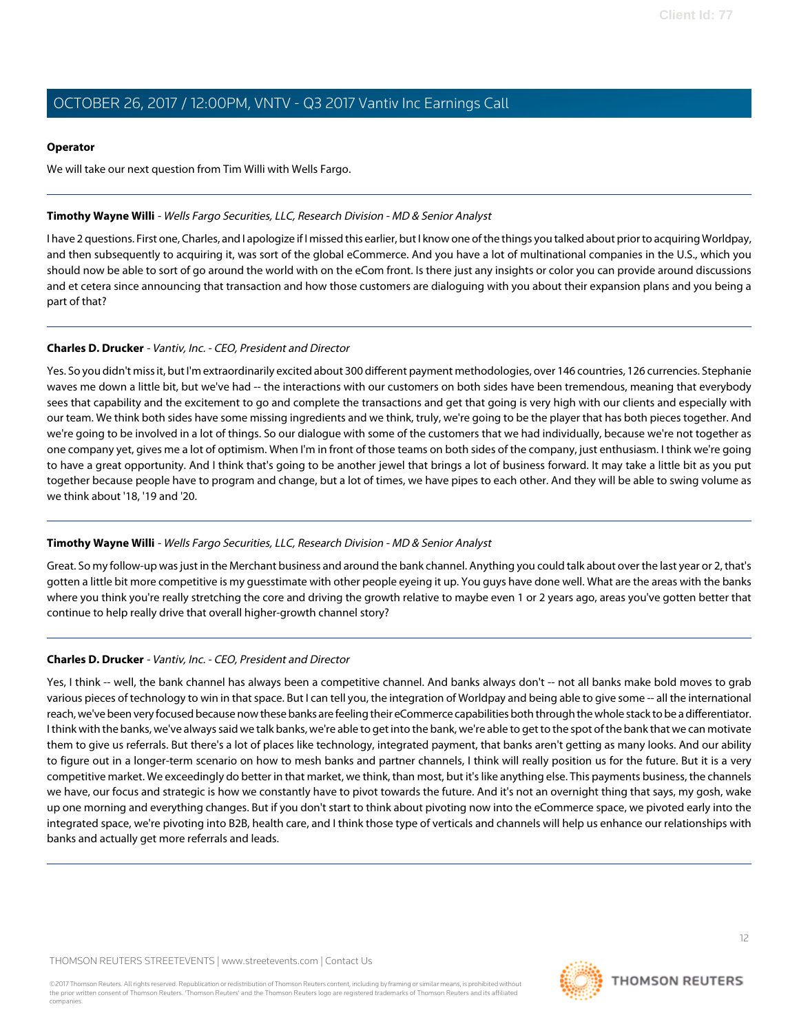**Operator**

We will take our next question from Tim Willi with Wells Fargo.

---

**Timothy Wayne Willi** - *Wells Fargo Securities, LLC, Research Division - MD & Senior Analyst*

I have 2 questions. First one, Charles, and I apologize if I missed this earlier, but I know one of the things you talked about prior to acquiring Worldpay, and then subsequently to acquiring it, was sort of the global eCommerce. And you have a lot of multinational companies in the U.S., which you should now be able to sort of go around the world with on the eCom front. Is there just any insights or color you can provide around discussions and et cetera since announcing that transaction and how those customers are dialoguing with you about their expansion plans and you being a part of that?

---

**Charles D. Drucker** - *Vantiv, Inc. - CEO, President and Director*

Yes. So you didn't miss it, but I'm extraordinarily excited about 300 different payment methodologies, over 146 countries, 126 currencies. Stephanie waves me down a little bit, but we've had -- the interactions with our customers on both sides have been tremendous, meaning that everybody sees that capability and the excitement to go and complete the transactions and get that going is very high with our clients and especially with our team. We think both sides have some missing ingredients and we think, truly, we're going to be the player that has both pieces together. And we're going to be involved in a lot of things. So our dialogue with some of the customers that we had individually, because we're not together as one company yet, gives me a lot of optimism. When I'm in front of those teams on both sides of the company, just enthusiasm. I think we're going to have a great opportunity. And I think that's going to be another jewel that brings a lot of business forward. It may take a little bit as you put together because people have to program and change, but a lot of times, we have pipes to each other. And they will be able to swing volume as we think about '18, '19 and '20.

---

**Timothy Wayne Willi** - *Wells Fargo Securities, LLC, Research Division - MD & Senior Analyst*

Great. So my follow-up was just in the Merchant business and around the bank channel. Anything you could talk about over the last year or 2, that's gotten a little bit more competitive is my guesstimate with other people eyeing it up. You guys have done well. What are the areas with the banks where you think you're really stretching the core and driving the growth relative to maybe even 1 or 2 years ago, areas you've gotten better that continue to help really drive that overall higher-growth channel story?

---

**Charles D. Drucker** - *Vantiv, Inc. - CEO, President and Director*

Yes, I think -- well, the bank channel has always been a competitive channel. And banks always don't -- not all banks make bold moves to grab various pieces of technology to win in that space. But I can tell you, the integration of Worldpay and being able to give some -- all the international reach, we've been very focused because now these banks are feeling their eCommerce capabilities both through the whole stack to be a differentiator. I think with the banks, we've always said we talk banks, we're able to get into the bank, we're able to get to the spot of the bank that we can motivate them to give us referrals. But there's a lot of places like technology, integrated payment, that banks aren't getting as many looks. And our ability to figure out in a longer-term scenario on how to mesh banks and partner channels, I think will really position us for the future. But it is a very competitive market. We exceedingly do better in that market, we think, than most, but it's like anything else. This payments business, the channels we have, our focus and strategic is how we constantly have to pivot towards the future. And it's not an overnight thing that says, my gosh, wake up one morning and everything changes. But if you don't start to think about pivoting now into the eCommerce space, we pivoted early into the integrated space, we're pivoting into B2B, health care, and I think those type of verticals and channels will help us enhance our relationships with banks and actually get more referrals and leads.

---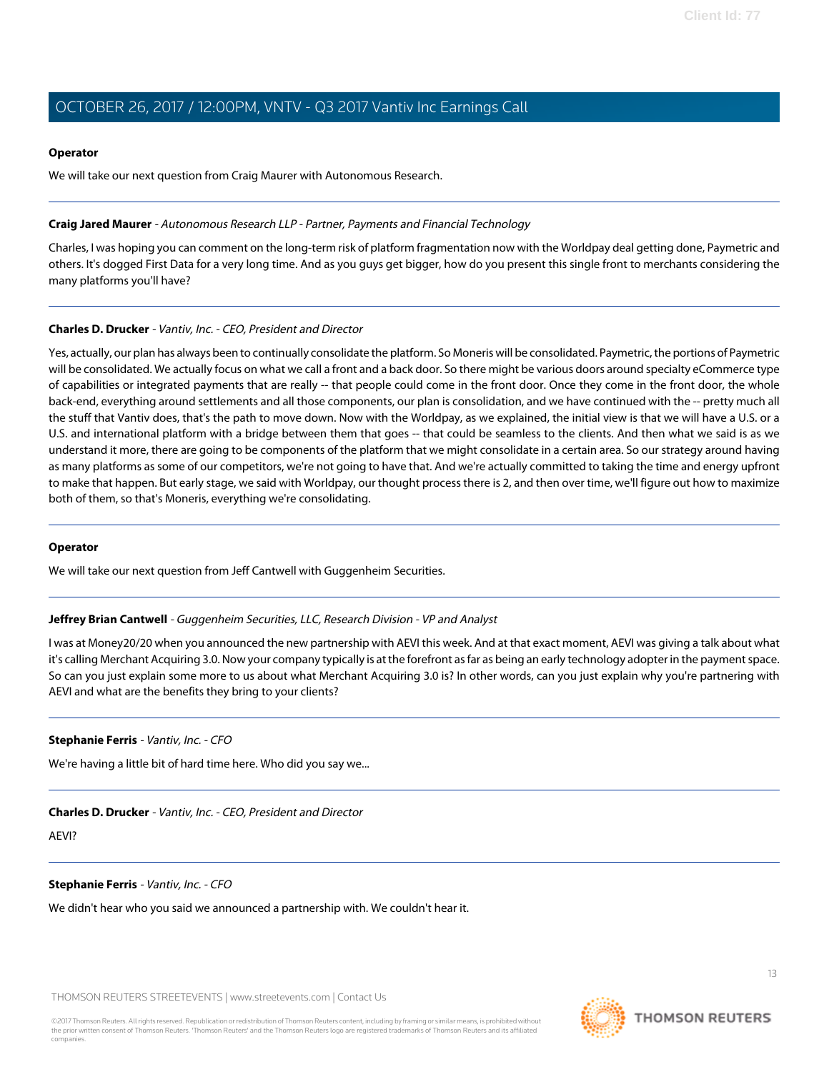**Operator**

We will take our next question from Craig Maurer with Autonomous Research.

**Craig Jared Maurer** - *Autonomous Research LLP - Partner, Payments and Financial Technology*

Charles, I was hoping you can comment on the long-term risk of platform fragmentation now with the Worldpay deal getting done, Paymetric and others. It's dogged First Data for a very long time. And as you guys get bigger, how do you present this single front to merchants considering the many platforms you'll have?

**Charles D. Drucker** - *Vantiv, Inc. - CEO, President and Director*

Yes, actually, our plan has always been to continually consolidate the platform. So Moneris will be consolidated. Paymetric, the portions of Paymetric will be consolidated. We actually focus on what we call a front and a back door. So there might be various doors around specialty eCommerce type of capabilities or integrated payments that are really -- that people could come in the front door. Once they come in the front door, the whole back-end, everything around settlements and all those components, our plan is consolidation, and we have continued with the -- pretty much all the stuff that Vantiv does, that's the path to move down. Now with the Worldpay, as we explained, the initial view is that we will have a U.S. or a U.S. and international platform with a bridge between them that goes -- that could be seamless to the clients. And then what we said is as we understand it more, there are going to be components of the platform that we might consolidate in a certain area. So our strategy around having as many platforms as some of our competitors, we're not going to have that. And we're actually committed to taking the time and energy upfront to make that happen. But early stage, we said with Worldpay, our thought process there is 2, and then over time, we'll figure out how to maximize both of them, so that's Moneris, everything we're consolidating.

**Operator**

We will take our next question from Jeff Cantwell with Guggenheim Securities.

**Jeffrey Brian Cantwell** - *Guggenheim Securities, LLC, Research Division - VP and Analyst*

I was at Money20/20 when you announced the new partnership with AEVI this week. And at that exact moment, AEVI was giving a talk about what it's calling Merchant Acquiring 3.0. Now your company typically is at the forefront as far as being an early technology adopter in the payment space. So can you just explain some more to us about what Merchant Acquiring 3.0 is? In other words, can you just explain why you're partnering with AEVI and what are the benefits they bring to your clients?

**Stephanie Ferris** - *Vantiv, Inc. - CFO*

We're having a little bit of hard time here. Who did you say we...

**Charles D. Drucker** - *Vantiv, Inc. - CEO, President and Director*

AEVI?

**Stephanie Ferris** - *Vantiv, Inc. - CFO*

We didn't hear who you said we announced a partnership with. We couldn't hear it.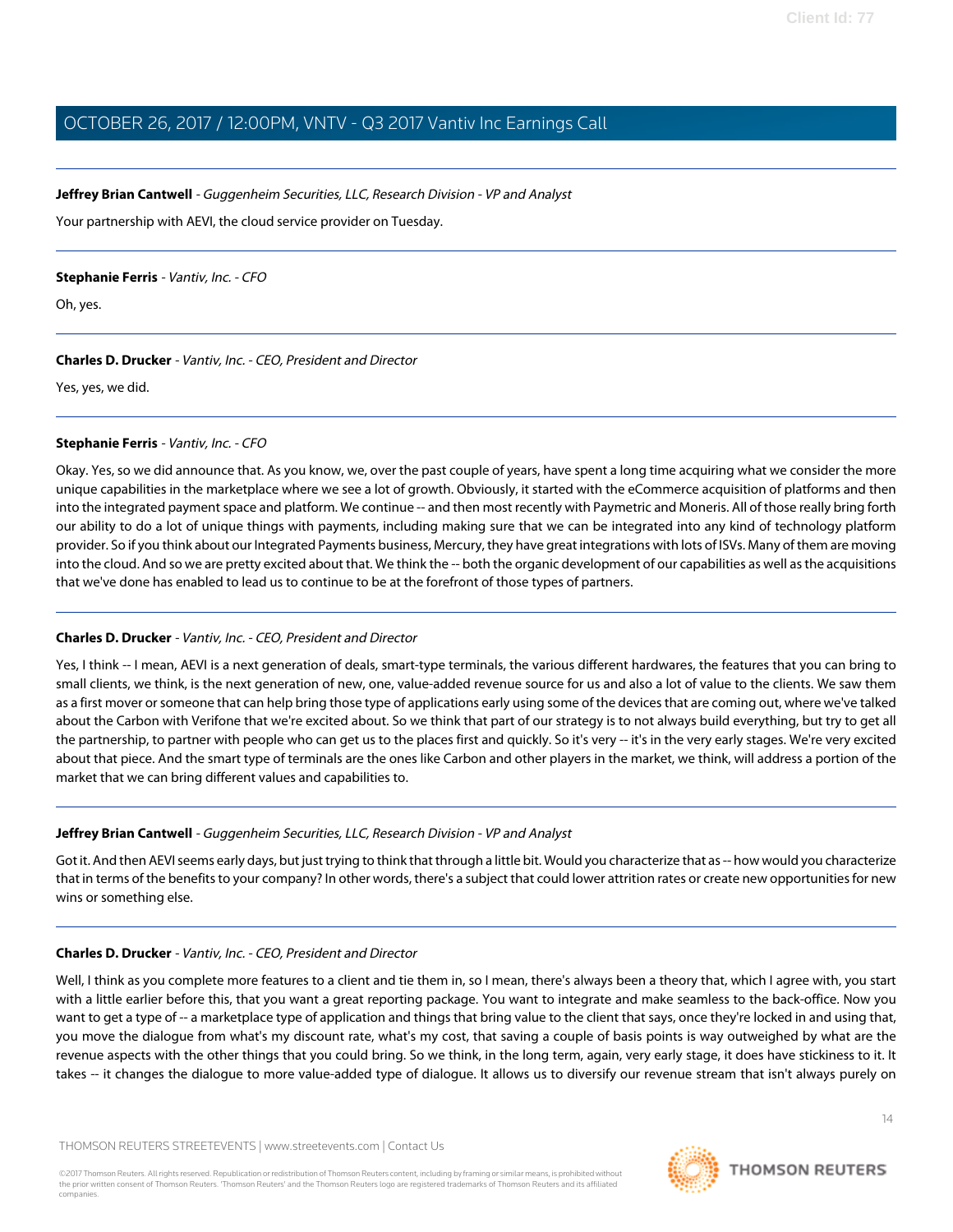**Jeffrey Brian Cantwell** - *Guggenheim Securities, LLC, Research Division - VP and Analyst*

Your partnership with AEVI, the cloud service provider on Tuesday.

---

**Stephanie Ferris** - *Vantiv, Inc. - CFO*

Oh, yes.

---

**Charles D. Drucker** - *Vantiv, Inc. - CEO, President and Director*

Yes, yes, we did.

---

**Stephanie Ferris** - *Vantiv, Inc. - CFO*

Okay. Yes, so we did announce that. As you know, we, over the past couple of years, have spent a long time acquiring what we consider the more unique capabilities in the marketplace where we see a lot of growth. Obviously, it started with the eCommerce acquisition of platforms and then into the integrated payment space and platform. We continue -- and then most recently with Paymetric and Moneris. All of those really bring forth our ability to do a lot of unique things with payments, including making sure that we can be integrated into any kind of technology platform provider. So if you think about our Integrated Payments business, Mercury, they have great integrations with lots of ISVs. Many of them are moving into the cloud. And so we are pretty excited about that. We think the -- both the organic development of our capabilities as well as the acquisitions that we've done has enabled to lead us to continue to be at the forefront of those types of partners.

---

**Charles D. Drucker** - *Vantiv, Inc. - CEO, President and Director*

Yes, I think -- I mean, AEVI is a next generation of deals, smart-type terminals, the various different hardwares, the features that you can bring to small clients, we think, is the next generation of new, one, value-added revenue source for us and also a lot of value to the clients. We saw them as a first mover or someone that can help bring those type of applications early using some of the devices that are coming out, where we've talked about the Carbon with Verifone that we're excited about. So we think that part of our strategy is to not always build everything, but try to get all the partnership, to partner with people who can get us to the places first and quickly. So it's very -- it's in the very early stages. We're very excited about that piece. And the smart type of terminals are the ones like Carbon and other players in the market, we think, will address a portion of the market that we can bring different values and capabilities to.

---

**Jeffrey Brian Cantwell** - *Guggenheim Securities, LLC, Research Division - VP and Analyst*

Got it. And then AEVI seems early days, but just trying to think that through a little bit. Would you characterize that as -- how would you characterize that in terms of the benefits to your company? In other words, there's a subject that could lower attrition rates or create new opportunities for new wins or something else.

---

**Charles D. Drucker** - *Vantiv, Inc. - CEO, President and Director*

Well, I think as you complete more features to a client and tie them in, so I mean, there's always been a theory that, which I agree with, you start with a little earlier before this, that you want a great reporting package. You want to integrate and make seamless to the back-office. Now you want to get a type of -- a marketplace type of application and things that bring value to the client that says, once they're locked in and using that, you move the dialogue from what's my discount rate, what's my cost, that saving a couple of basis points is way outweighed by what are the revenue aspects with the other things that you could bring. So we think, in the long term, again, very early stage, it does have stickiness to it. It takes -- it changes the dialogue to more value-added type of dialogue. It allows us to diversify our revenue stream that isn't always purely on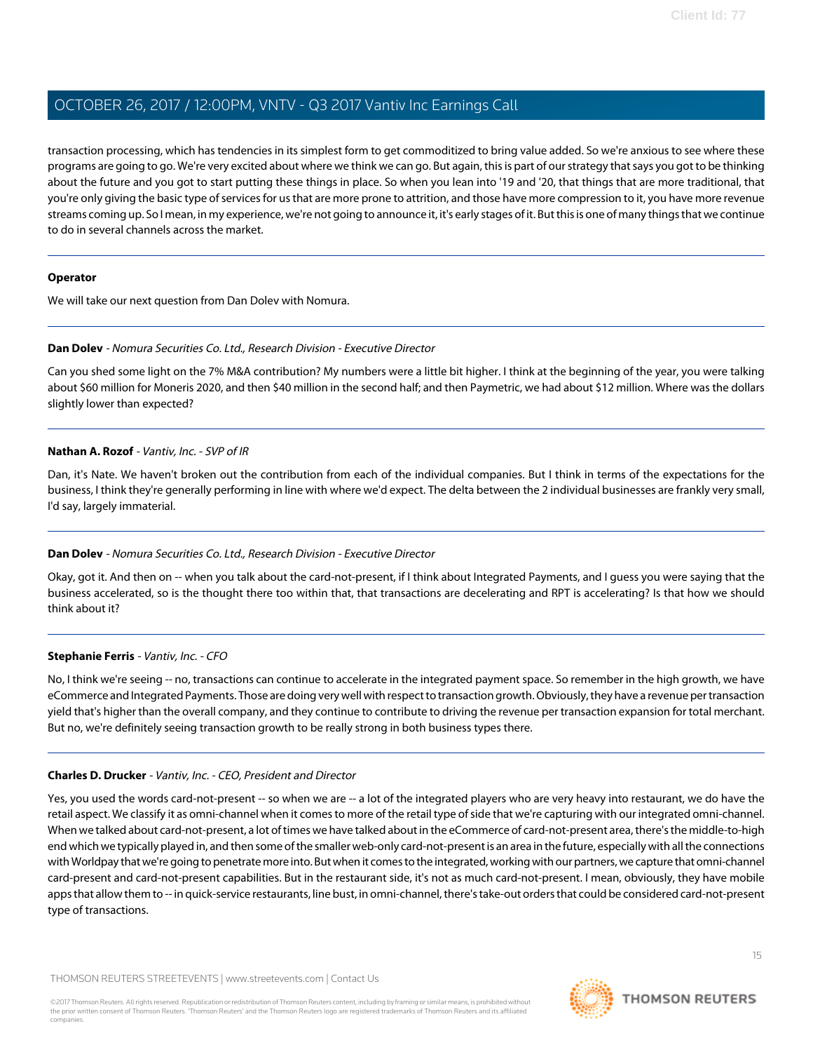transaction processing, which has tendencies in its simplest form to get commoditized to bring value added. So we're anxious to see where these programs are going to go. We're very excited about where we think we can go. But again, this is part of our strategy that says you got to be thinking about the future and you got to start putting these things in place. So when you lean into '19 and '20, that things that are more traditional, that you're only giving the basic type of services for us that are more prone to attrition, and those have more compression to it, you have more revenue streams coming up. So I mean, in my experience, we're not going to announce it, it's early stages of it. But this is one of many things that we continue to do in several channels across the market.

---

**Operator**

We will take our next question from Dan Dolev with Nomura.

---

**Dan Dolev** - *Nomura Securities Co. Ltd., Research Division - Executive Director*

Can you shed some light on the 7% M&A contribution? My numbers were a little bit higher. I think at the beginning of the year, you were talking about $60 million for Moneris 2020, and then $40 million in the second half; and then Paymetric, we had about $12 million. Where was the dollars slightly lower than expected?

---

**Nathan A. Rozof** - *Vantiv, Inc. - SVP of IR*

Dan, it's Nate. We haven't broken out the contribution from each of the individual companies. But I think in terms of the expectations for the business, I think they're generally performing in line with where we'd expect. The delta between the 2 individual businesses are frankly very small, I'd say, largely immaterial.

---

**Dan Dolev** - *Nomura Securities Co. Ltd., Research Division - Executive Director*

Okay, got it. And then on -- when you talk about the card-not-present, if I think about Integrated Payments, and I guess you were saying that the business accelerated, so is the thought there too within that, that transactions are decelerating and RPT is accelerating? Is that how we should think about it?

---

**Stephanie Ferris** - *Vantiv, Inc. - CFO*

No, I think we're seeing -- no, transactions can continue to accelerate in the integrated payment space. So remember in the high growth, we have eCommerce and Integrated Payments. Those are doing very well with respect to transaction growth. Obviously, they have a revenue per transaction yield that's higher than the overall company, and they continue to contribute to driving the revenue per transaction expansion for total merchant. But no, we're definitely seeing transaction growth to be really strong in both business types there.

---

**Charles D. Drucker** - *Vantiv, Inc. - CEO, President and Director*

Yes, you used the words card-not-present -- so when we are -- a lot of the integrated players who are very heavy into restaurant, we do have the retail aspect. We classify it as omni-channel when it comes to more of the retail type of side that we're capturing with our integrated omni-channel. When we talked about card-not-present, a lot of times we have talked about in the eCommerce of card-not-present area, there's the middle-to-high end which we typically played in, and then some of the smaller web-only card-not-present is an area in the future, especially with all the connections with Worldpay that we're going to penetrate more into. But when it comes to the integrated, working with our partners, we capture that omni-channel card-present and card-not-present capabilities. But in the restaurant side, it's not as much card-not-present. I mean, obviously, they have mobile apps that allow them to -- in quick-service restaurants, line bust, in omni-channel, there's take-out orders that could be considered card-not-present type of transactions.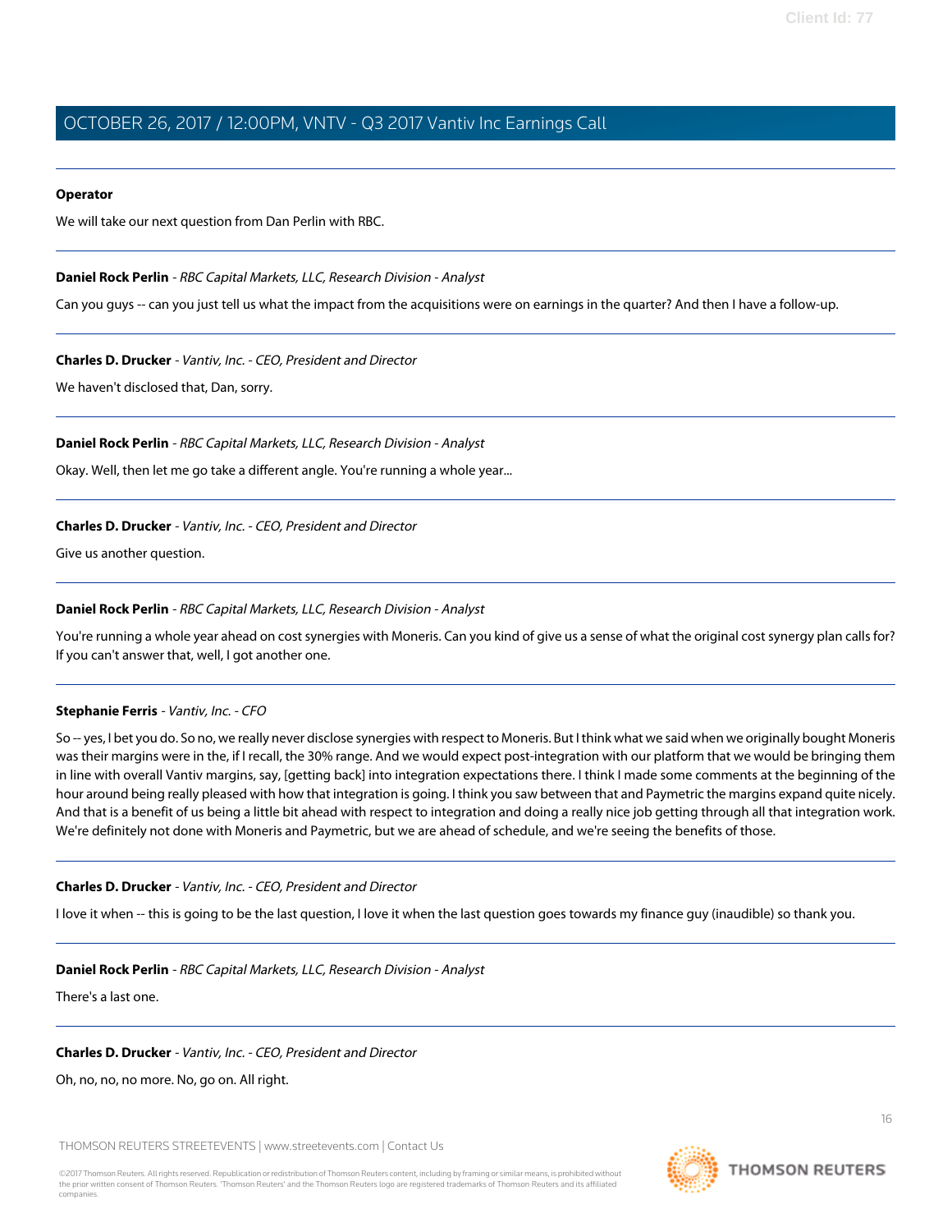**Operator**

We will take our next question from Dan Perlin with RBC.

---

**Daniel Rock Perlin** - *RBC Capital Markets, LLC, Research Division - Analyst*

Can you guys -- can you just tell us what the impact from the acquisitions were on earnings in the quarter? And then I have a follow-up.

---

**Charles D. Drucker** - *Vantiv, Inc. - CEO, President and Director*

We haven't disclosed that, Dan, sorry.

---

**Daniel Rock Perlin** - *RBC Capital Markets, LLC, Research Division - Analyst*

Okay. Well, then let me go take a different angle. You're running a whole year...

---

**Charles D. Drucker** - *Vantiv, Inc. - CEO, President and Director*

Give us another question.

---

**Daniel Rock Perlin** - *RBC Capital Markets, LLC, Research Division - Analyst*

You're running a whole year ahead on cost synergies with Moneris. Can you kind of give us a sense of what the original cost synergy plan calls for? If you can't answer that, well, I got another one.

---

**Stephanie Ferris** - *Vantiv, Inc. - CFO*

So -- yes, I bet you do. So no, we really never disclose synergies with respect to Moneris. But I think what we said when we originally bought Moneris was their margins were in the, if I recall, the 30% range. And we would expect post-integration with our platform that we would be bringing them in line with overall Vantiv margins, say, [getting back] into integration expectations there. I think I made some comments at the beginning of the hour around being really pleased with how that integration is going. I think you saw between that and Paymetric the margins expand quite nicely. And that is a benefit of us being a little bit ahead with respect to integration and doing a really nice job getting through all that integration work. We're definitely not done with Moneris and Paymetric, but we are ahead of schedule, and we're seeing the benefits of those.

---

**Charles D. Drucker** - *Vantiv, Inc. - CEO, President and Director*

I love it when -- this is going to be the last question, I love it when the last question goes towards my finance guy (inaudible) so thank you.

---

**Daniel Rock Perlin** - *RBC Capital Markets, LLC, Research Division - Analyst*

There's a last one.

---

**Charles D. Drucker** - *Vantiv, Inc. - CEO, President and Director*

Oh, no, no, no more. No, go on. All right.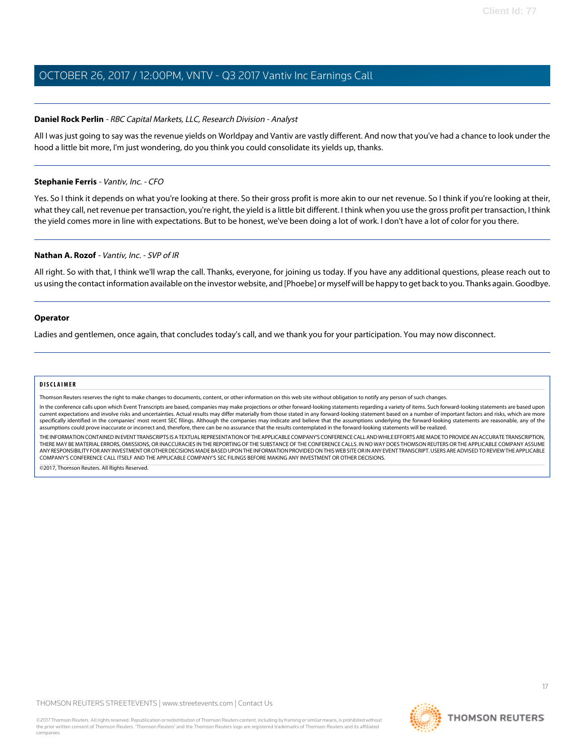**Daniel Rock Perlin** - *RBC Capital Markets, LLC, Research Division - Analyst*

All I was just going to say was the revenue yields on Worldpay and Vantiv are vastly different. And now that you've had a chance to look under the hood a little bit more, I'm just wondering, do you think you could consolidate its yields up, thanks.

---

**Stephanie Ferris** - *Vantiv, Inc. - CFO*

Yes. So I think it depends on what you're looking at there. So their gross profit is more akin to our net revenue. So I think if you're looking at their, what they call, net revenue per transaction, you're right, the yield is a little bit different. I think when you use the gross profit per transaction, I think the yield comes more in line with expectations. But to be honest, we've been doing a lot of work. I don't have a lot of color for you there.

---

**Nathan A. Rozof** - *Vantiv, Inc. - SVP of IR*

All right. So with that, I think we'll wrap the call. Thanks, everyone, for joining us today. If you have any additional questions, please reach out to us using the contact information available on the investor website, and [Phoebe] or myself will be happy to get back to you. Thanks again. Goodbye.

---

**Operator**

Ladies and gentlemen, once again, that concludes today's call, and we thank you for your participation. You may now disconnect.

---

**DISCLAIMER**

Thomson Reuters reserves the right to make changes to documents, content, or other information on this web site without obligation to notify any person of such changes.

In the conference calls upon which Event Transcripts are based, companies may make projections or other forward-looking statements regarding a variety of items. Such forward-looking statements are based upon current expectations and involve risks and uncertainties. Actual results may differ materially from those stated in any forward-looking statement based on a number of important factors and risks, which are more specifically identified in the companies' most recent SEC filings. Although the companies may indicate and believe that the assumptions underlying the forward-looking statements are reasonable, any of the assumptions could prove inaccurate or incorrect and, therefore, there can be no assurance that the results contemplated in the forward-looking statements will be realized.

THE INFORMATION CONTAINED IN EVENT TRANSCRIPTS IS A TEXTUAL REPRESENTATION OF THE APPLICABLE COMPANY'S CONFERENCE CALL AND WHILE EFFORTS ARE MADE TO PROVIDE AN ACCURATE TRANSCRIPTION, THERE MAY BE MATERIAL ERRORS, OMISSIONS, OR INACCURACIES IN THE REPORTING OF THE SUBSTANCE OF THE CONFERENCE CALLS. IN NO WAY DOES THOMSON REUTERS OR THE APPLICABLE COMPANY ASSUME ANY RESPONSIBILITY FOR ANY INVESTMENT OR OTHER DECISIONS MADE BASED UPON THE INFORMATION PROVIDED ON THIS WEB SITE OR IN ANY EVENT TRANSCRIPT. USERS ARE ADVISED TO REVIEW THE APPLICABLE COMPANY'S CONFERENCE CALL ITSELF AND THE APPLICABLE COMPANY'S SEC FILINGS BEFORE MAKING ANY INVESTMENT OR OTHER DECISIONS.

©2017, Thomson Reuters. All Rights Reserved.